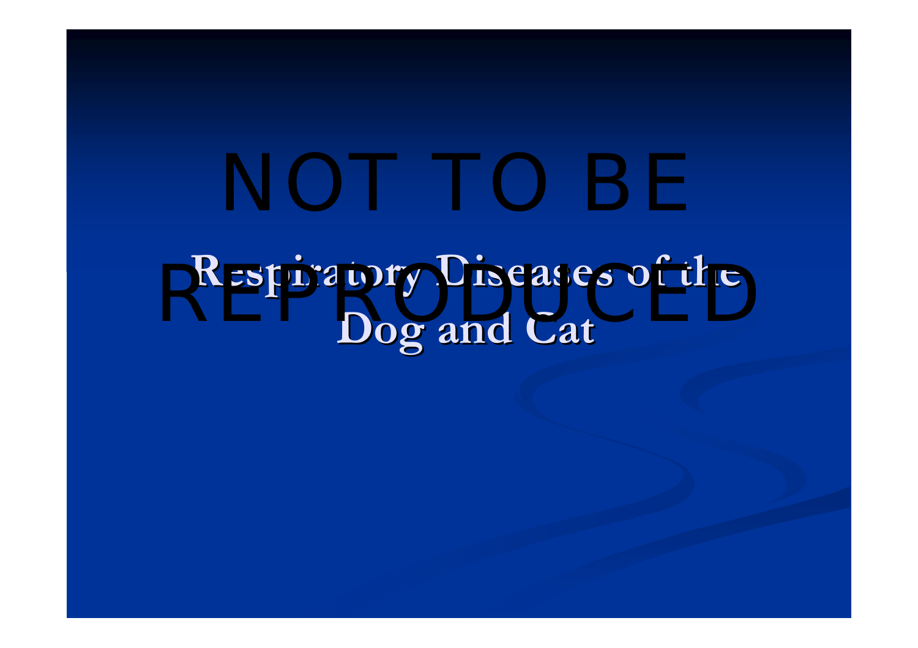NOT TO BE REPRODUCED

# Respiratory Diseases of the Dog and Cat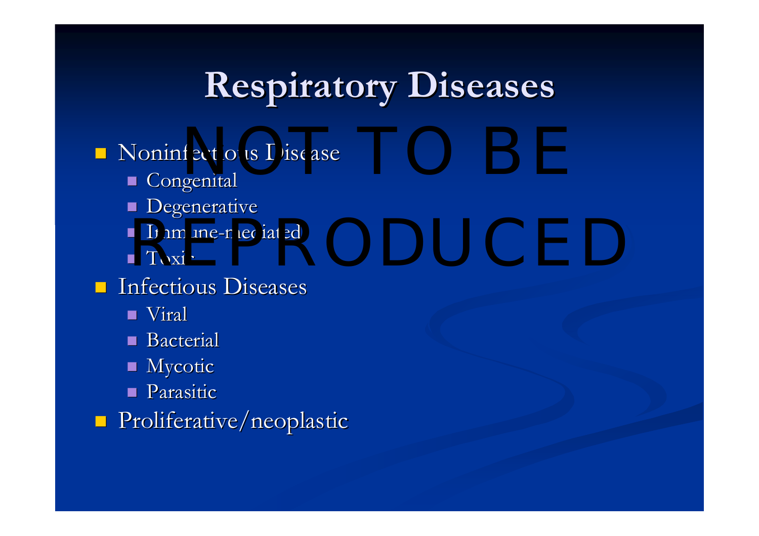# Respiratory Diseases

- Noninfectious Disease
  - Congenital
  - Degenerative
  - Immune-mediated
  - Toxic
- Infectious Diseases
  - Viral
  - Bacterial
  - Mycotic
  - Parasitic
- Proliferative/neoplastic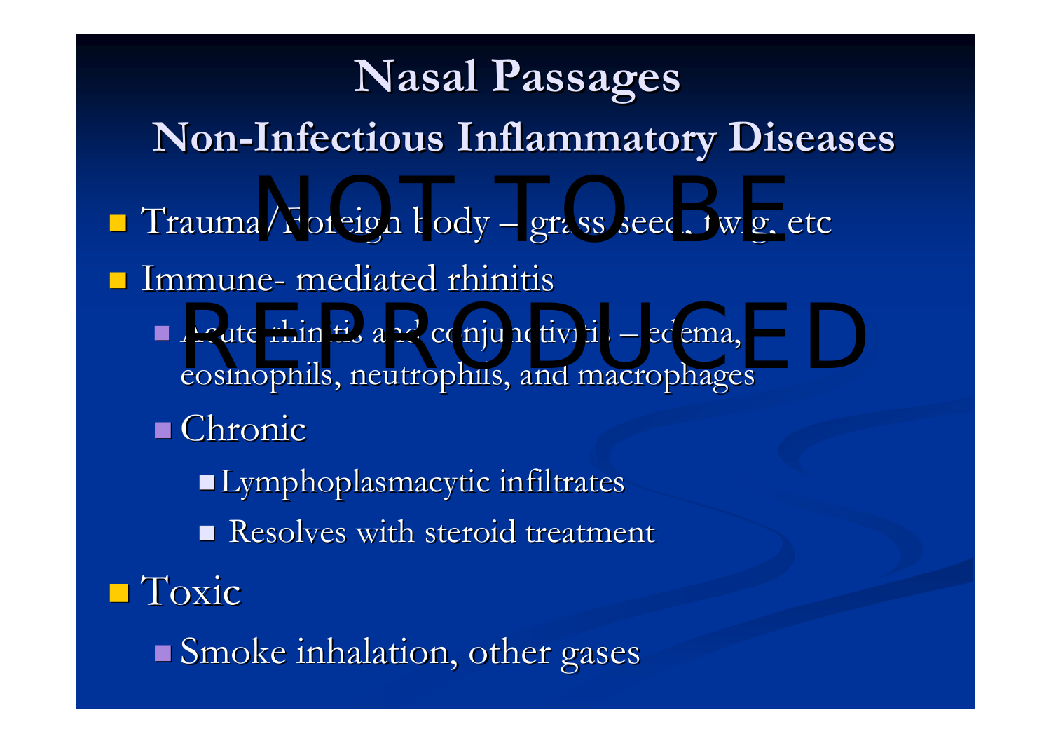# Nasal Passages

## Non-Infectious Inflammatory Diseases

NOT TO BE REPRODUCED

- Trauma/Foreign body – grass seed, twig, etc
- Immune- mediated rhinitis
  - Acute rhinitis and conjunctivitis – edema, eosinophils, neutrophils, and macrophages
  - Chronic
    - Lymphoplasmacytic infiltrates
    - Resolves with steroid treatment
- Toxic
  - Smoke inhalation, other gases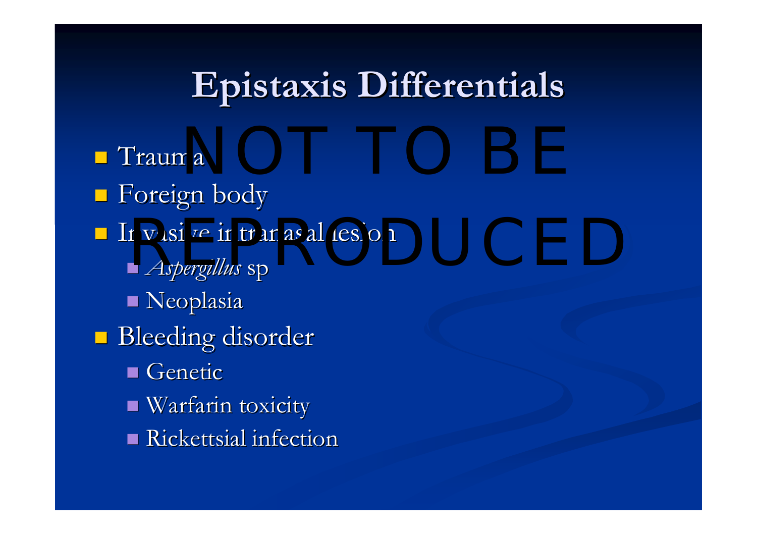# Epistaxis Differentials

NOT TO BE REPRODUCED

- Trauma
- Foreign body
- Invasive intranasal lesion
  - *Aspergillus* sp
  - Neoplasia
- Bleeding disorder
  - Genetic
  - Warfarin toxicity
  - Rickettsial infection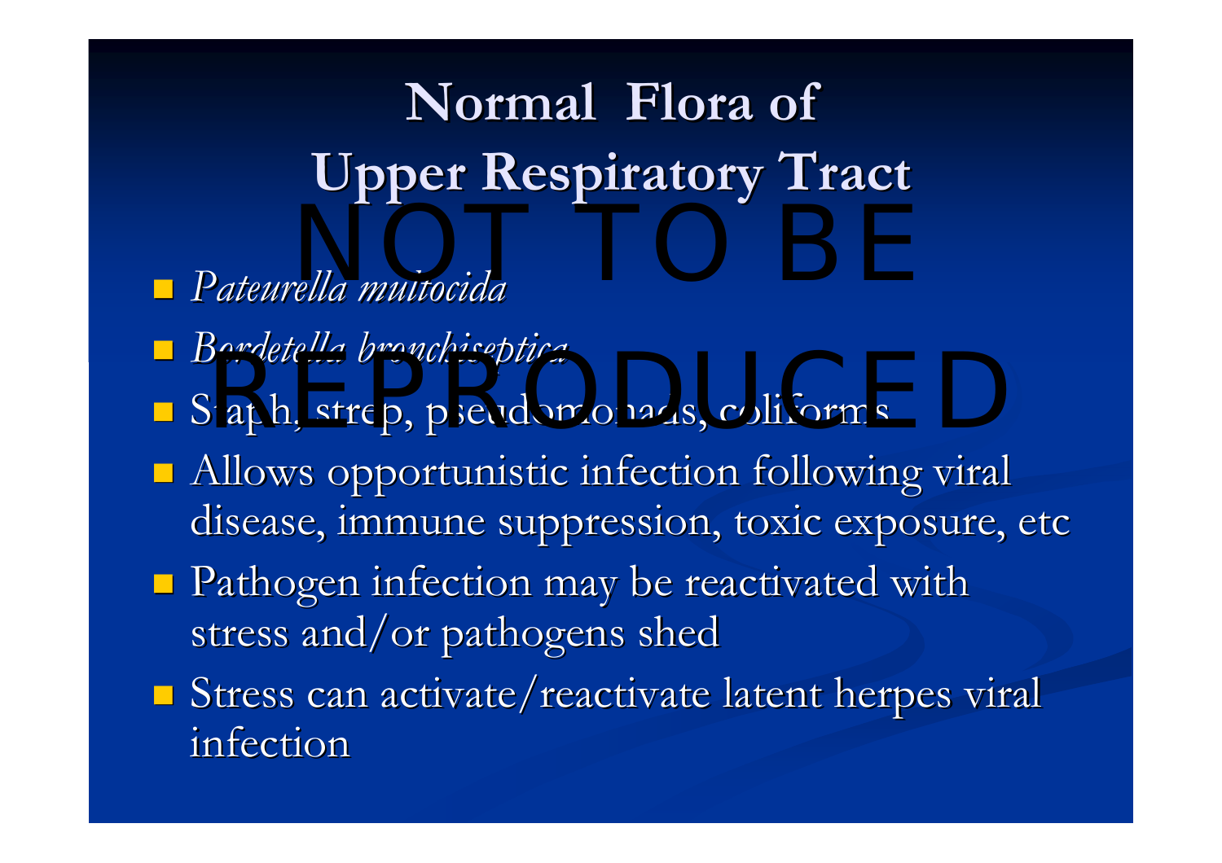# Normal Flora of Upper Respiratory Tract

- *Pateurella multocida*
- *Bordetella bronchiseptica*
- Staph, strep, pseudomonads, coliforms
- Allows opportunistic infection following viral disease, immune suppression, toxic exposure, etc
- Pathogen infection may be reactivated with stress and/or pathogens shed
- Stress can activate/reactivate latent herpes viral infection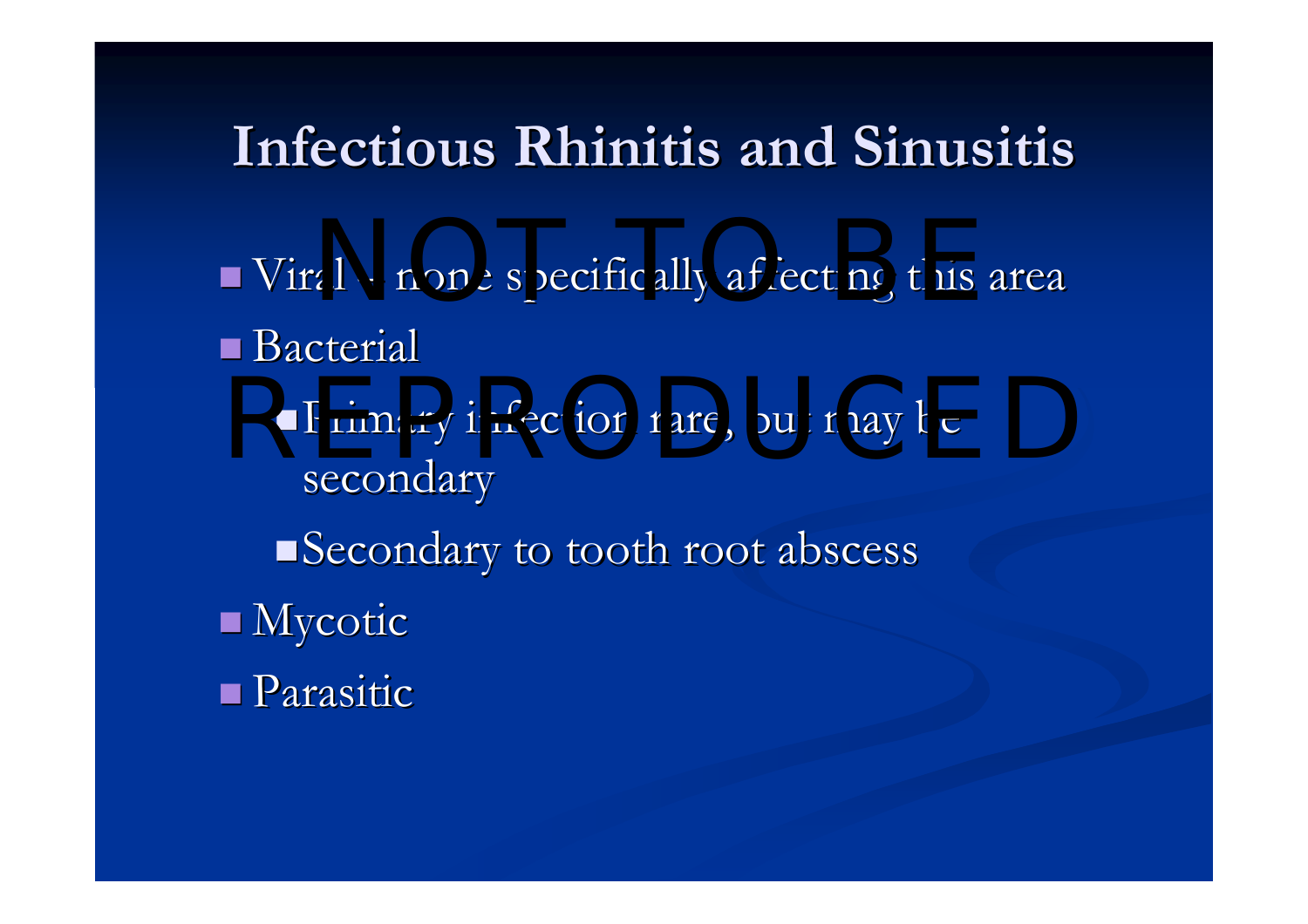# Infectious Rhinitis and Sinusitis

- Viral – none specifically affecting this area
- Bacterial
  - Primary infection rare, but may be secondary
  - Secondary to tooth root abscess
- Mycotic
- Parasitic

NOT TO BE REPRODUCED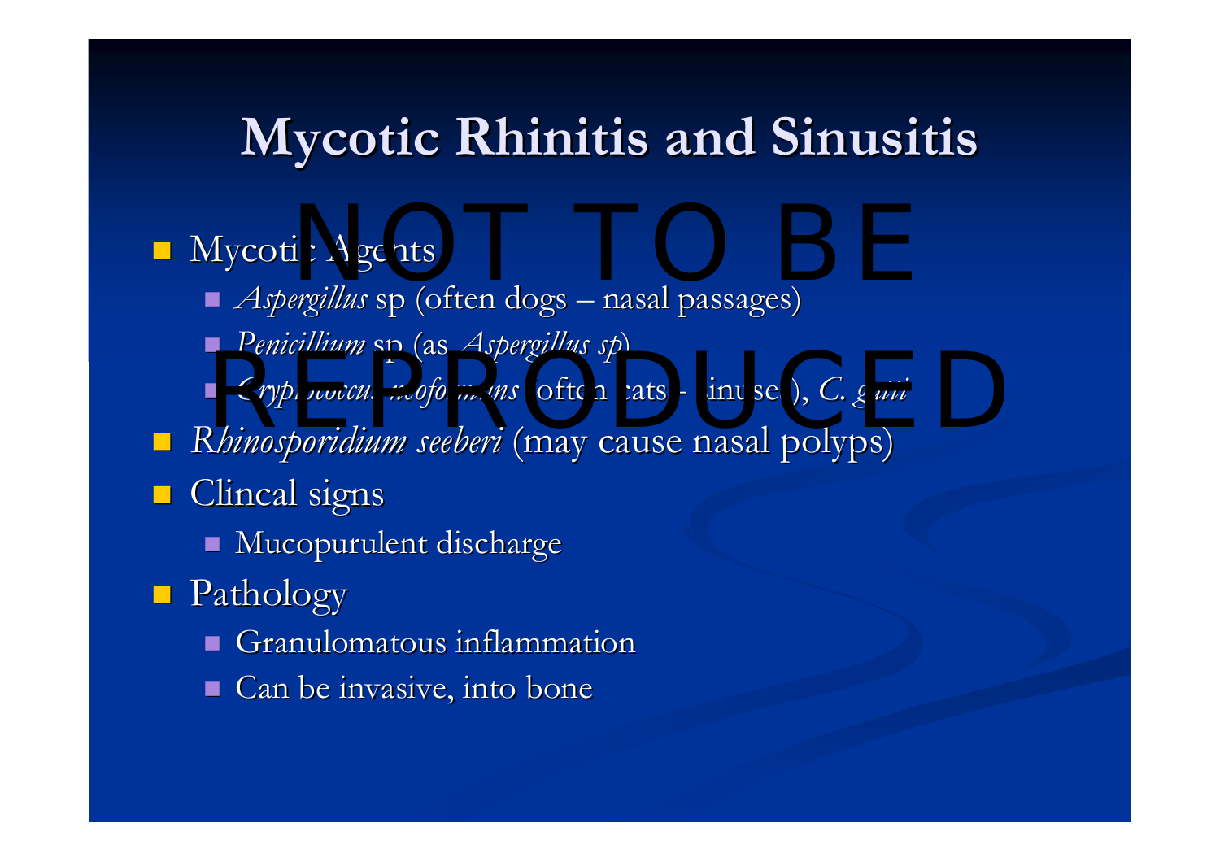# Mycotic Rhinitis and Sinusitis

NOT TO BE REPRODUCED

- Mycotic Agents
  - *Aspergillus* sp (often dogs – nasal passages)
  - *Penicillium* sp (as *Aspergillus sp*)
  - *Cryptococcus neoformans* (often cats - sinuses), *C. gatti*
- *Rhinosporidium seeberi* (may cause nasal polyps)
- Clincal signs
  - Mucopurulent discharge
- Pathology
  - Granulomatous inflammation
  - Can be invasive, into bone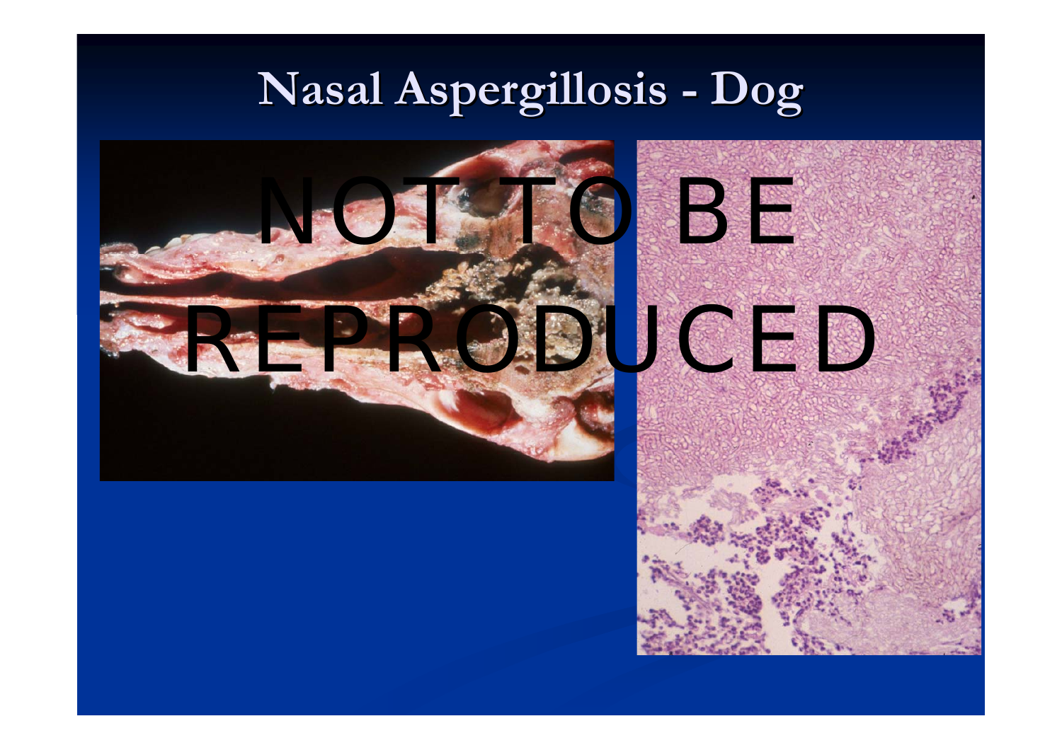# Nasal Aspergillosis - Dog

NOT TO BE REPRODUCED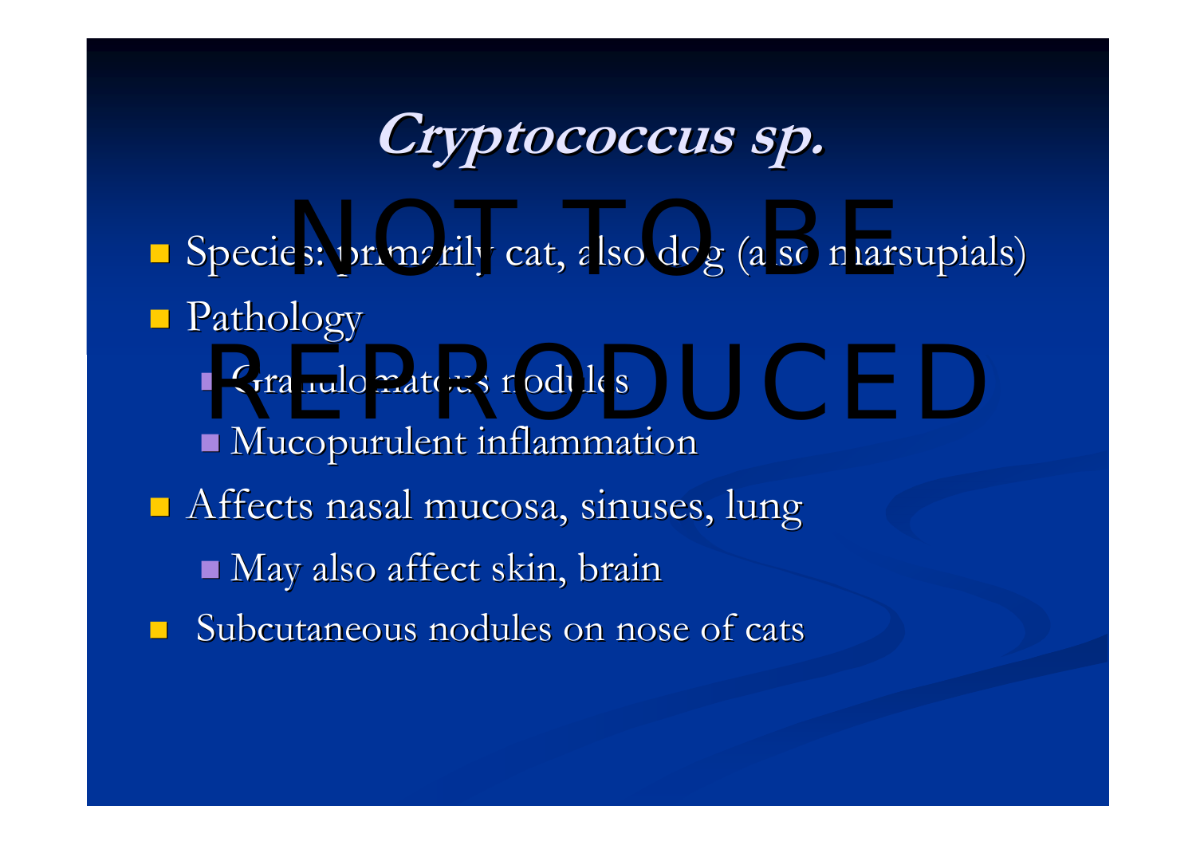# *Cryptococcus sp.*

- Species: primarily cat, also dog (also marsupials)
- Pathology
  - Granulomatous nodules
  - Mucopurulent inflammation
- Affects nasal mucosa, sinuses, lung
  - May also affect skin, brain
- Subcutaneous nodules on nose of cats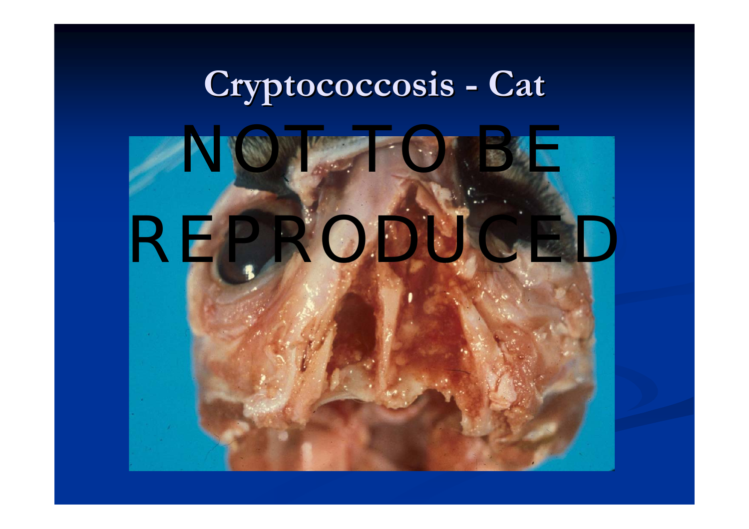# Cryptococcosis - Cat

NOT TO BE REPRODUCED